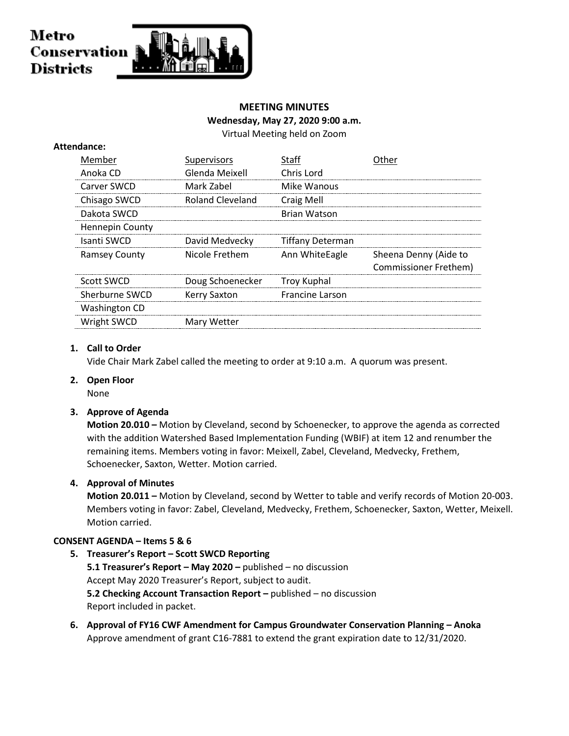# Metro Conservation Districts

**MEETING MINUTES**

**Wednesday, May 27, 2020 9:00 a.m.**

Virtual Meeting held on Zoom

**Attendance:**

| Member | Supervisors | Staff | Other |
|---|---|---|---|
| Anoka CD | Glenda Meixell | Chris Lord | |
| Carver SWCD | Mark Zabel | Mike Wanous | |
| Chisago SWCD | Roland Cleveland | Craig Mell | |
| Dakota SWCD | | Brian Watson | |
| Hennepin County | | | |
| Isanti SWCD | David Medvecky | Tiffany Determan | |
| Ramsey County | Nicole Frethem | Ann WhiteEagle | Sheena Denny (Aide to Commissioner Frethem) |
| Scott SWCD | Doug Schoenecker | Troy Kuphal | |
| Sherburne SWCD | Kerry Saxton | Francine Larson | |
| Washington CD | | | |
| Wright SWCD | Mary Wetter | | |

1. **Call to Order**
   Vide Chair Mark Zabel called the meeting to order at 9:10 a.m. A quorum was present.

2. **Open Floor**
   None

3. **Approve of Agenda**
   **Motion 20.010 –** Motion by Cleveland, second by Schoenecker, to approve the agenda as corrected with the addition Watershed Based Implementation Funding (WBIF) at item 12 and renumber the remaining items. Members voting in favor: Meixell, Zabel, Cleveland, Medvecky, Frethem, Schoenecker, Saxton, Wetter. Motion carried.

4. **Approval of Minutes**
   **Motion 20.011 –** Motion by Cleveland, second by Wetter to table and verify records of Motion 20-003. Members voting in favor: Zabel, Cleveland, Medvecky, Frethem, Schoenecker, Saxton, Wetter, Meixell. Motion carried.

**CONSENT AGENDA – Items 5 & 6**

5. **Treasurer's Report – Scott SWCD Reporting**
   **5.1 Treasurer's Report – May 2020 –** published – no discussion
   Accept May 2020 Treasurer's Report, subject to audit.
   **5.2 Checking Account Transaction Report –** published – no discussion
   Report included in packet.

6. **Approval of FY16 CWF Amendment for Campus Groundwater Conservation Planning – Anoka**
   Approve amendment of grant C16-7881 to extend the grant expiration date to 12/31/2020.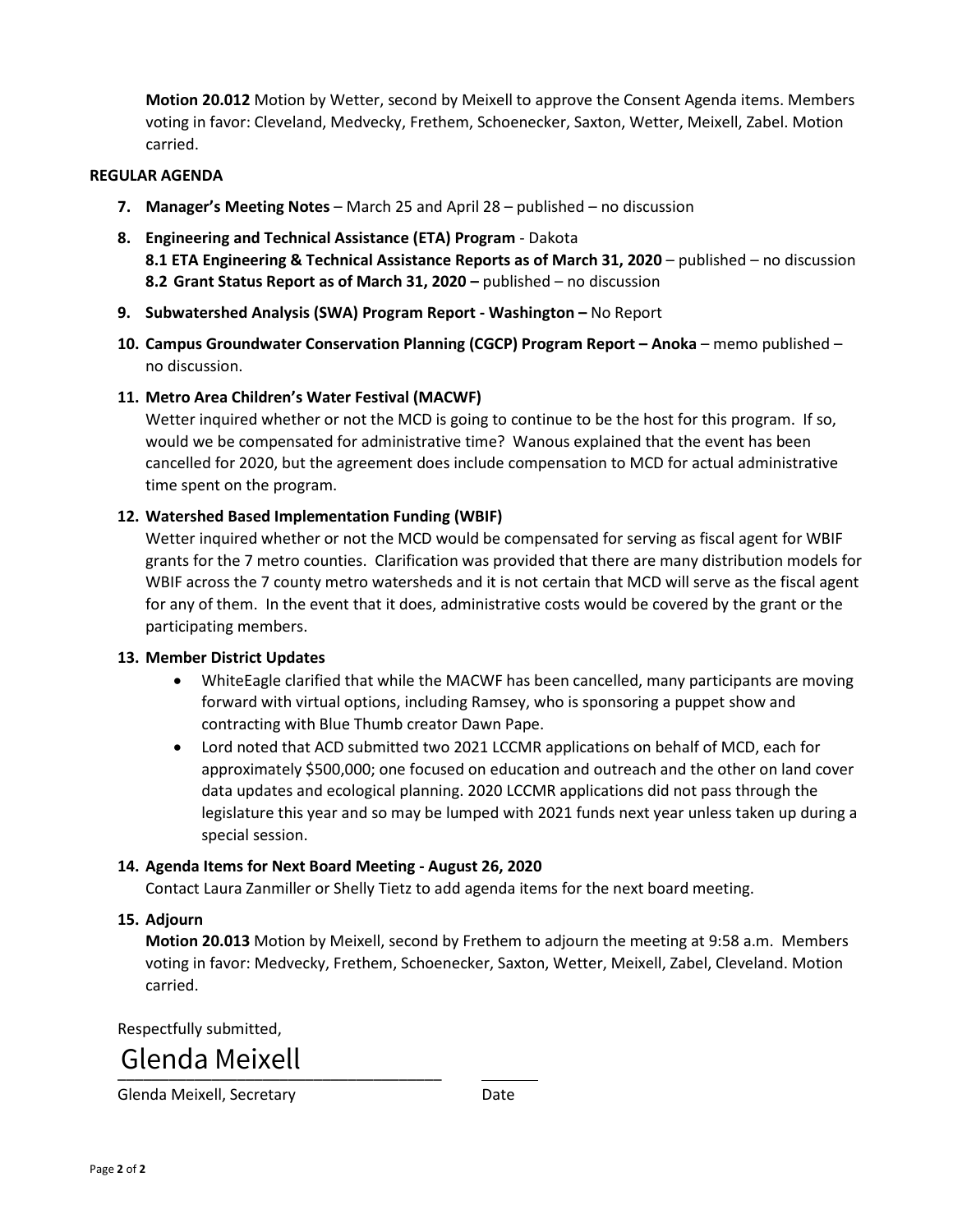**Motion 20.012** Motion by Wetter, second by Meixell to approve the Consent Agenda items. Members voting in favor: Cleveland, Medvecky, Frethem, Schoenecker, Saxton, Wetter, Meixell, Zabel. Motion carried.

**REGULAR AGENDA**

7. **Manager's Meeting Notes** – March 25 and April 28 – published – no discussion

8. **Engineering and Technical Assistance (ETA) Program** - Dakota
   **8.1 ETA Engineering & Technical Assistance Reports as of March 31, 2020** – published – no discussion
   **8.2 Grant Status Report as of March 31, 2020 –** published – no discussion

9. **Subwatershed Analysis (SWA) Program Report - Washington –** No Report

10. **Campus Groundwater Conservation Planning (CGCP) Program Report – Anoka** – memo published – no discussion.

11. **Metro Area Children's Water Festival (MACWF)**
    Wetter inquired whether or not the MCD is going to continue to be the host for this program. If so, would we be compensated for administrative time? Wanous explained that the event has been cancelled for 2020, but the agreement does include compensation to MCD for actual administrative time spent on the program.

12. **Watershed Based Implementation Funding (WBIF)**
    Wetter inquired whether or not the MCD would be compensated for serving as fiscal agent for WBIF grants for the 7 metro counties. Clarification was provided that there are many distribution models for WBIF across the 7 county metro watersheds and it is not certain that MCD will serve as the fiscal agent for any of them. In the event that it does, administrative costs would be covered by the grant or the participating members.

13. **Member District Updates**
    - WhiteEagle clarified that while the MACWF has been cancelled, many participants are moving forward with virtual options, including Ramsey, who is sponsoring a puppet show and contracting with Blue Thumb creator Dawn Pape.
    - Lord noted that ACD submitted two 2021 LCCMR applications on behalf of MCD, each for approximately $500,000; one focused on education and outreach and the other on land cover data updates and ecological planning. 2020 LCCMR applications did not pass through the legislature this year and so may be lumped with 2021 funds next year unless taken up during a special session.

14. **Agenda Items for Next Board Meeting - August 26, 2020**
    Contact Laura Zanmiller or Shelly Tietz to add agenda items for the next board meeting.

15. **Adjourn**
    **Motion 20.013** Motion by Meixell, second by Frethem to adjourn the meeting at 9:58 a.m. Members voting in favor: Medvecky, Frethem, Schoenecker, Saxton, Wetter, Meixell, Zabel, Cleveland. Motion carried.

Respectfully submitted,

Glenda Meixell

Glenda Meixell, Secretary  Date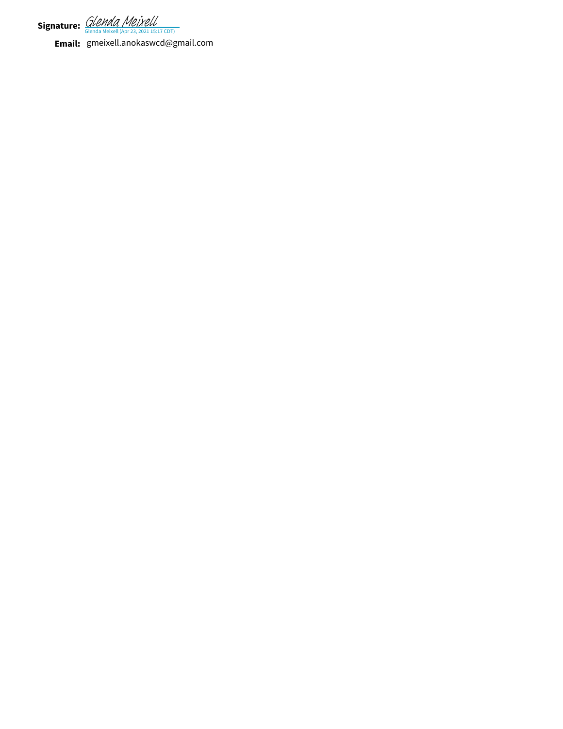**Signature:** *Glenda Meixell*
Glenda Meixell (Apr 23, 2021 15:17 CDT)

**Email:** gmeixell.anokaswcd@gmail.com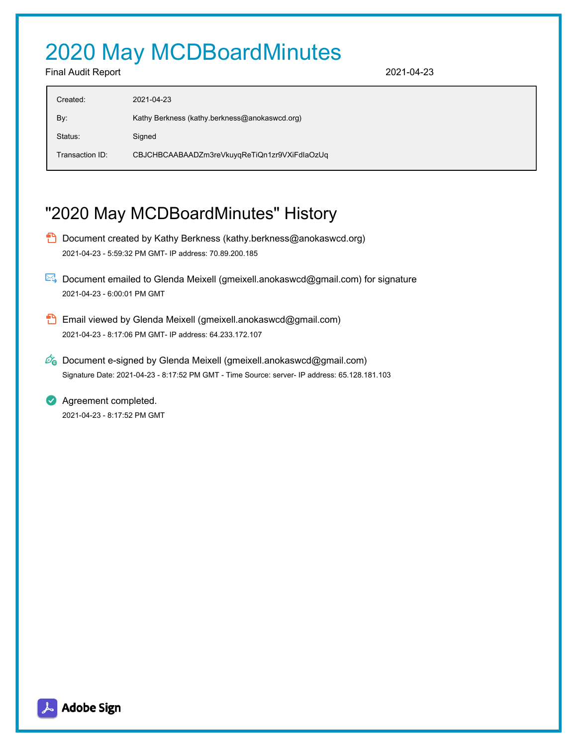# 2020 May MCDBoardMinutes

Final Audit Report 2021-04-23

| | |
|---|---|
| Created: | 2021-04-23 |
| By: | Kathy Berkness (kathy.berkness@anokaswcd.org) |
| Status: | Signed |
| Transaction ID: | CBJCHBCAABAADZm3reVkuyqReTiQn1zr9VXiFdIaOzUq |

## "2020 May MCDBoardMinutes" History

- Document created by Kathy Berkness (kathy.berkness@anokaswcd.org)
  2021-04-23 - 5:59:32 PM GMT- IP address: 70.89.200.185

- Document emailed to Glenda Meixell (gmeixell.anokaswcd@gmail.com) for signature
  2021-04-23 - 6:00:01 PM GMT

- Email viewed by Glenda Meixell (gmeixell.anokaswcd@gmail.com)
  2021-04-23 - 8:17:06 PM GMT- IP address: 64.233.172.107

- Document e-signed by Glenda Meixell (gmeixell.anokaswcd@gmail.com)
  Signature Date: 2021-04-23 - 8:17:52 PM GMT - Time Source: server- IP address: 65.128.181.103

- Agreement completed.
  2021-04-23 - 8:17:52 PM GMT

Adobe Sign